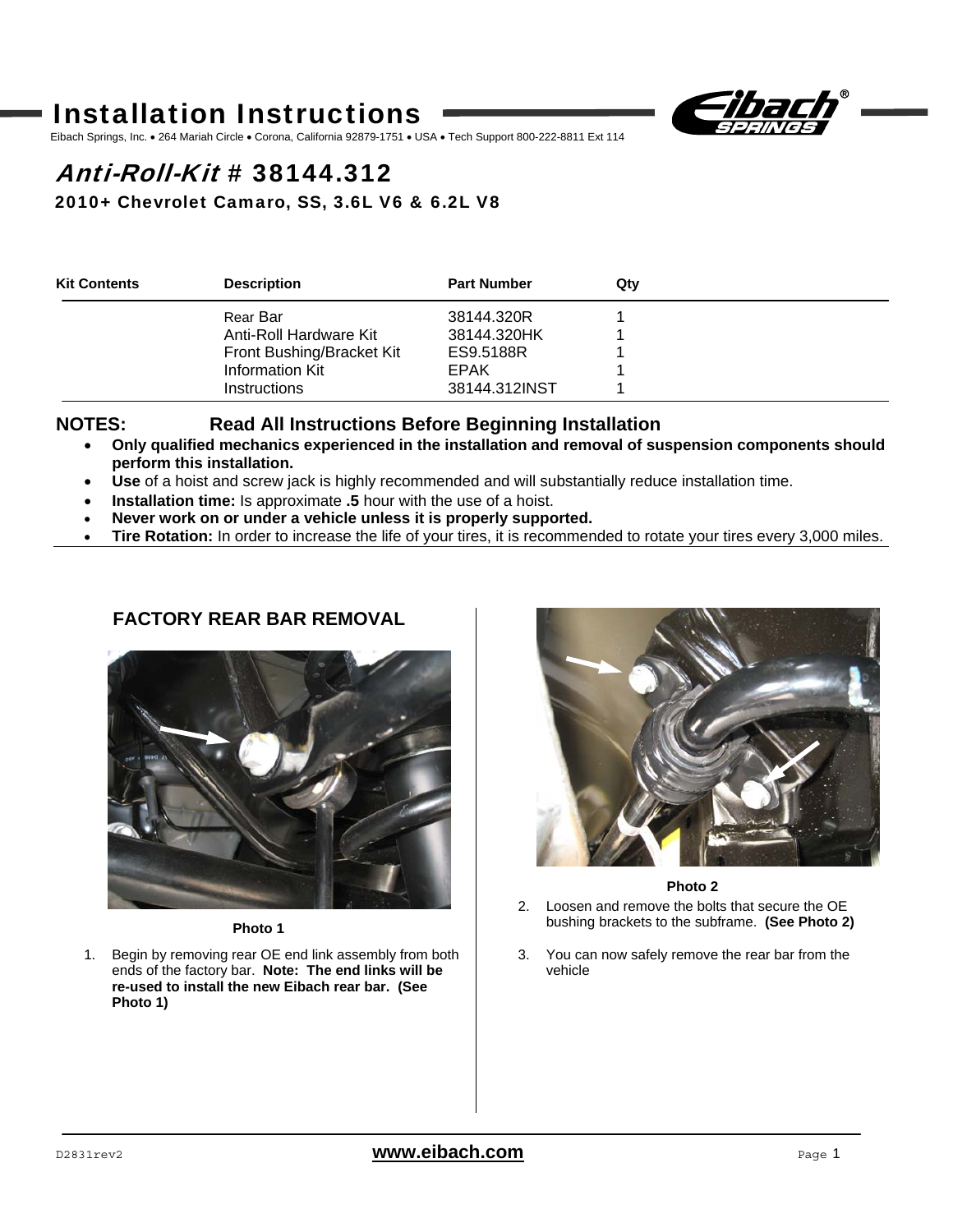# Installation Instructions

Eibach Springs, Inc. • 264 Mariah Circle • Corona, California 92879-1751 • USA • Tech Support 800-222-8811 Ext 114

## *Anti-Roll-Kit* # 38144.312

### 2010+ Chevrolet Camaro, SS, 3.6L V6 & 6.2L V8

| Kit Contents | Description | Part Number | Qty |
|---|---|---|---|
| | Rear Bar | 38144.320R | 1 |
| | Anti-Roll Hardware Kit | 38144.320HK | 1 |
| | Front Bushing/Bracket Kit | ES9.5188R | 1 |
| | Information Kit | EPAK | 1 |
| | Instructions | 38144.312INST | 1 |

**NOTES: Read All Instructions Before Beginning Installation**

- **Only qualified mechanics experienced in the installation and removal of suspension components should perform this installation.**
- **Use** of a hoist and screw jack is highly recommended and will substantially reduce installation time.
- **Installation time:** Is approximate **.5** hour with the use of a hoist.
- **Never work on or under a vehicle unless it is properly supported.**
- **Tire Rotation:** In order to increase the life of your tires, it is recommended to rotate your tires every 3,000 miles.

## FACTORY REAR BAR REMOVAL

Photo 1

1. Begin by removing rear OE end link assembly from both ends of the factory bar. **Note: The end links will be re-used to install the new Eibach rear bar. (See Photo 1)**

Photo 2

2. Loosen and remove the bolts that secure the OE bushing brackets to the subframe. **(See Photo 2)**

3. You can now safely remove the rear bar from the vehicle

D2831rev2 www.eibach.com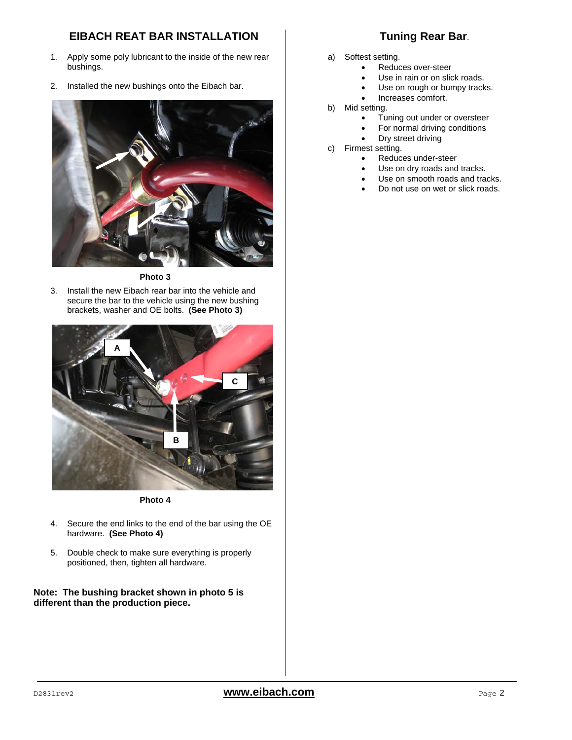## EIBACH REAT BAR INSTALLATION

1. Apply some poly lubricant to the inside of the new rear bushings.

2. Installed the new bushings onto the Eibach bar.

**Photo 3**

3. Install the new Eibach rear bar into the vehicle and secure the bar to the vehicle using the new bushing brackets, washer and OE bolts. **(See Photo 3)**

A

C

B

**Photo 4**

4. Secure the end links to the end of the bar using the OE hardware. **(See Photo 4)**

5. Double check to make sure everything is properly positioned, then, tighten all hardware.

**Note: The bushing bracket shown in photo 5 is different than the production piece.**

## Tuning Rear Bar.

a) Softest setting.
   - Reduces over-steer
   - Use in rain or on slick roads.
   - Use on rough or bumpy tracks.
   - Increases comfort.

b) Mid setting.
   - Tuning out under or oversteer
   - For normal driving conditions
   - Dry street driving

c) Firmest setting.
   - Reduces under-steer
   - Use on dry roads and tracks.
   - Use on smooth roads and tracks.
   - Do not use on wet or slick roads.